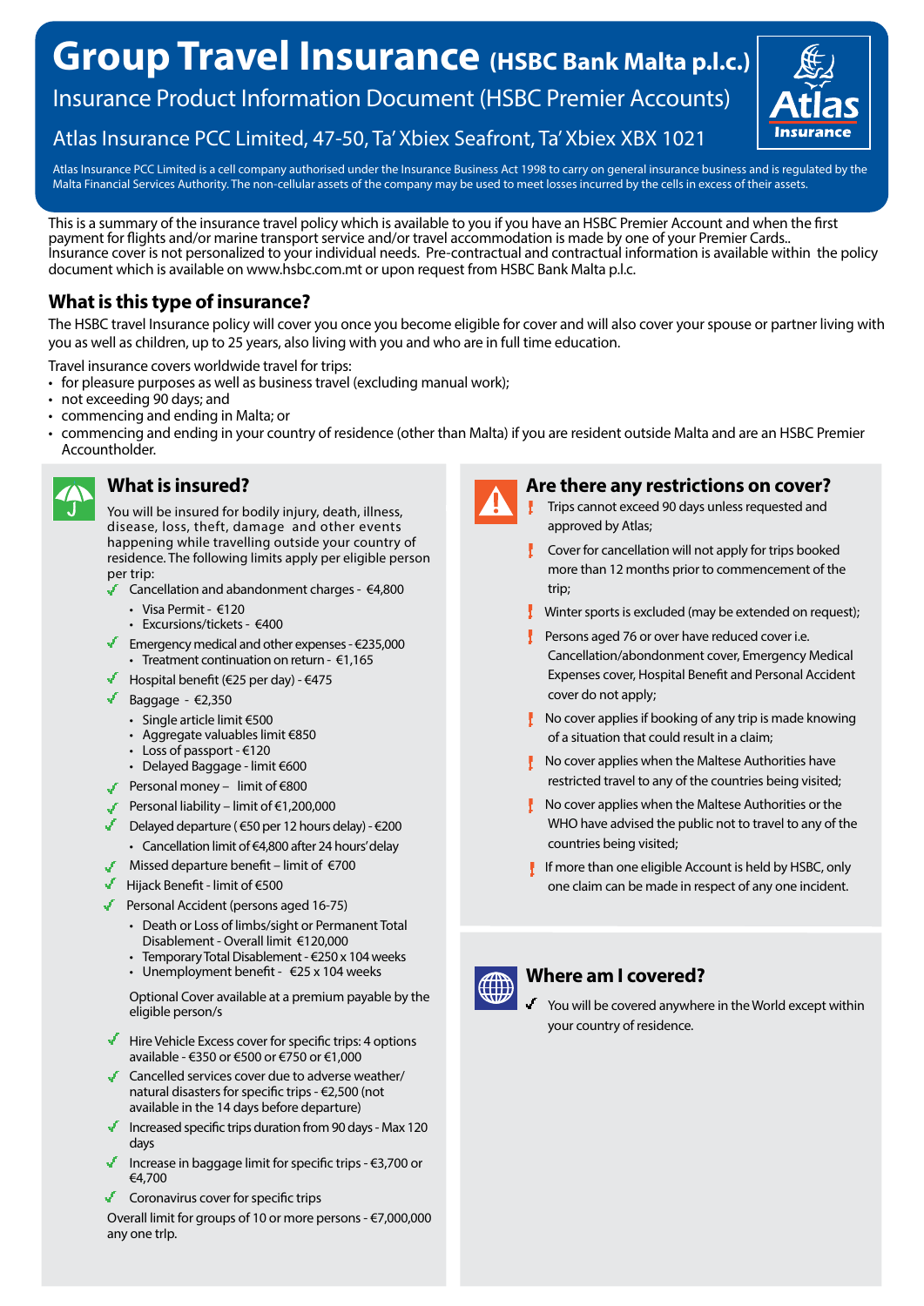# Group Travel Insurance (HSBC Bank Malta p.l.c.)

## Insurance Product Information Document (HSBC Premier Accounts)

### Atlas Insurance PCC Limited, 47-50, Ta' Xbiex Seafront, Ta' Xbiex XBX 1021

Atlas Insurance PCC Limited is a cell company authorised under the Insurance Business Act 1998 to carry on general insurance business and is regulated by the Malta Financial Services Authority. The non-cellular assets of the company may be used to meet losses incurred by the cells in excess of their assets.

This is a summary of the insurance travel policy which is available to you if you have an HSBC Premier Account and when the first payment for flights and/or marine transport service and/or travel accommodation is made by one of your Premier Cards.. Insurance cover is not personalized to your individual needs. Pre-contractual and contractual information is available within the policy document which is available on www.hsbc.com.mt or upon request from HSBC Bank Malta p.l.c.

## What is this type of insurance?

The HSBC travel Insurance policy will cover you once you become eligible for cover and will also cover your spouse or partner living with you as well as children, up to 25 years, also living with you and who are in full time education.

Travel insurance covers worldwide travel for trips:

- for pleasure purposes as well as business travel (excluding manual work);
- not exceeding 90 days; and
- commencing and ending in Malta; or
- commencing and ending in your country of residence (other than Malta) if you are resident outside Malta and are an HSBC Premier Accountholder.

## What is insured?

You will be insured for bodily injury, death, illness, disease, loss, theft, damage and other events happening while travelling outside your country of residence. The following limits apply per eligible person per trip:

- ✓ Cancellation and abandonment charges - €4,800
  - Visa Permit - €120
  - Excursions/tickets - €400
- ✓ Emergency medical and other expenses - €235,000
  - Treatment continuation on return - €1,165
- ✓ Hospital benefit (€25 per day) - €475
- ✓ Baggage - €2,350
  - Single article limit €500
  - Aggregate valuables limit €850
  - Loss of passport - €120
  - Delayed Baggage - limit €600
- ✓ Personal money – limit of €800
- ✓ Personal liability – limit of €1,200,000
- ✓ Delayed departure ( €50 per 12 hours delay) - €200
  - Cancellation limit of €4,800 after 24 hours' delay
- ✓ Missed departure benefit – limit of €700
- ✓ Hijack Benefit - limit of €500
- ✓ Personal Accident (persons aged 16-75)
  - Death or Loss of limbs/sight or Permanent Total Disablement - Overall limit €120,000
  - Temporary Total Disablement - €250 x 104 weeks
  - Unemployment benefit - €25 x 104 weeks

  Optional Cover available at a premium payable by the eligible person/s

- ✓ Hire Vehicle Excess cover for specific trips: 4 options available - €350 or €500 or €750 or €1,000
- ✓ Cancelled services cover due to adverse weather/ natural disasters for specific trips - €2,500 (not available in the 14 days before departure)
- ✓ Increased specific trips duration from 90 days - Max 120 days
- ✓ Increase in baggage limit for specific trips - €3,700 or €4,700
- ✓ Coronavirus cover for specific trips

Overall limit for groups of 10 or more persons - €7,000,000 any one trip.

## Are there any restrictions on cover?

- ! Trips cannot exceed 90 days unless requested and approved by Atlas;
- ! Cover for cancellation will not apply for trips booked more than 12 months prior to commencement of the trip;
- ! Winter sports is excluded (may be extended on request);
- ! Persons aged 76 or over have reduced cover i.e. Cancellation/abondonment cover, Emergency Medical Expenses cover, Hospital Benefit and Personal Accident cover do not apply;
- ! No cover applies if booking of any trip is made knowing of a situation that could result in a claim;
- ! No cover applies when the Maltese Authorities have restricted travel to any of the countries being visited;
- ! No cover applies when the Maltese Authorities or the WHO have advised the public not to travel to any of the countries being visited;
- ! If more than one eligible Account is held by HSBC, only one claim can be made in respect of any one incident.

## Where am I covered?

- ✓ You will be covered anywhere in the World except within your country of residence.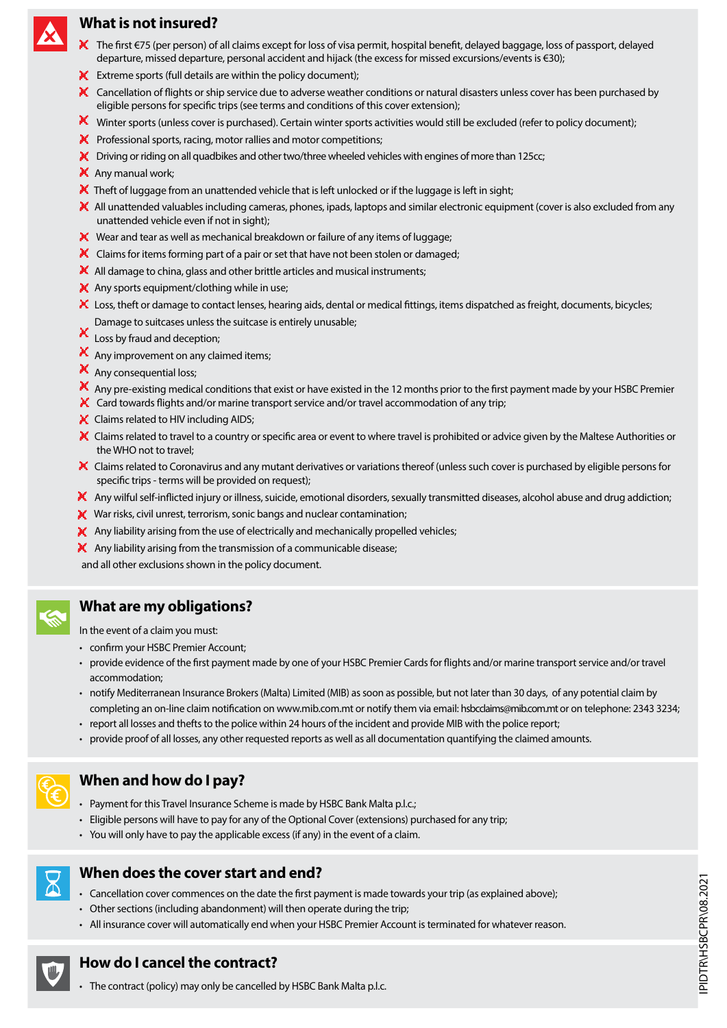## What is not insured?

- ✘ The first €75 (per person) of all claims except for loss of visa permit, hospital benefit, delayed baggage, loss of passport, delayed departure, missed departure, personal accident and hijack (the excess for missed excursions/events is €30);
- ✘ Extreme sports (full details are within the policy document);
- ✘ Cancellation of flights or ship service due to adverse weather conditions or natural disasters unless cover has been purchased by eligible persons for specific trips (see terms and conditions of this cover extension);
- ✘ Winter sports (unless cover is purchased). Certain winter sports activities would still be excluded (refer to policy document);
- ✘ Professional sports, racing, motor rallies and motor competitions;
- ✘ Driving or riding on all quadbikes and other two/three wheeled vehicles with engines of more than 125cc;
- ✘ Any manual work;
- ✘ Theft of luggage from an unattended vehicle that is left unlocked or if the luggage is left in sight;
- ✘ All unattended valuables including cameras, phones, ipads, laptops and similar electronic equipment (cover is also excluded from any unattended vehicle even if not in sight);
- ✘ Wear and tear as well as mechanical breakdown or failure of any items of luggage;
- ✘ Claims for items forming part of a pair or set that have not been stolen or damaged;
- ✘ All damage to china, glass and other brittle articles and musical instruments;
- ✘ Any sports equipment/clothing while in use;
- ✘ Loss, theft or damage to contact lenses, hearing aids, dental or medical fittings, items dispatched as freight, documents, bicycles; Damage to suitcases unless the suitcase is entirely unusable;
- ✘ Loss by fraud and deception;
- ✘ Any improvement on any claimed items;
- ✘ Any consequential loss;
- ✘ Any pre-existing medical conditions that exist or have existed in the 12 months prior to the first payment made by your HSBC Premier Card towards flights and/or marine transport service and/or travel accommodation of any trip;
- ✘ Claims related to HIV including AIDS;
- ✘ Claims related to travel to a country or specific area or event to where travel is prohibited or advice given by the Maltese Authorities or the WHO not to travel;
- ✘ Claims related to Coronavirus and any mutant derivatives or variations thereof (unless such cover is purchased by eligible persons for specific trips - terms will be provided on request);
- ✘ Any wilful self-inflicted injury or illness, suicide, emotional disorders, sexually transmitted diseases, alcohol abuse and drug addiction;
- ✘ War risks, civil unrest, terrorism, sonic bangs and nuclear contamination;
- ✘ Any liability arising from the use of electrically and mechanically propelled vehicles;
- ✘ Any liability arising from the transmission of a communicable disease;

and all other exclusions shown in the policy document.

## What are my obligations?

In the event of a claim you must:

- confirm your HSBC Premier Account;
- provide evidence of the first payment made by one of your HSBC Premier Cards for flights and/or marine transport service and/or travel accommodation;
- notify Mediterranean Insurance Brokers (Malta) Limited (MIB) as soon as possible, but not later than 30 days, of any potential claim by completing an on-line claim notification on www.mib.com.mt or notify them via email: hsbcclaims@mib.com.mt or on telephone: 2343 3234;
- report all losses and thefts to the police within 24 hours of the incident and provide MIB with the police report;
- provide proof of all losses, any other requested reports as well as all documentation quantifying the claimed amounts.

## When and how do I pay?

- Payment for this Travel Insurance Scheme is made by HSBC Bank Malta p.l.c.;
- Eligible persons will have to pay for any of the Optional Cover (extensions) purchased for any trip;
- You will only have to pay the applicable excess (if any) in the event of a claim.

## When does the cover start and end?

- Cancellation cover commences on the date the first payment is made towards your trip (as explained above);
- Other sections (including abandonment) will then operate during the trip;
- All insurance cover will automatically end when your HSBC Premier Account is terminated for whatever reason.

## How do I cancel the contract?

- The contract (policy) may only be cancelled by HSBC Bank Malta p.l.c.

IPIDTR\HSBCPR\08.2021